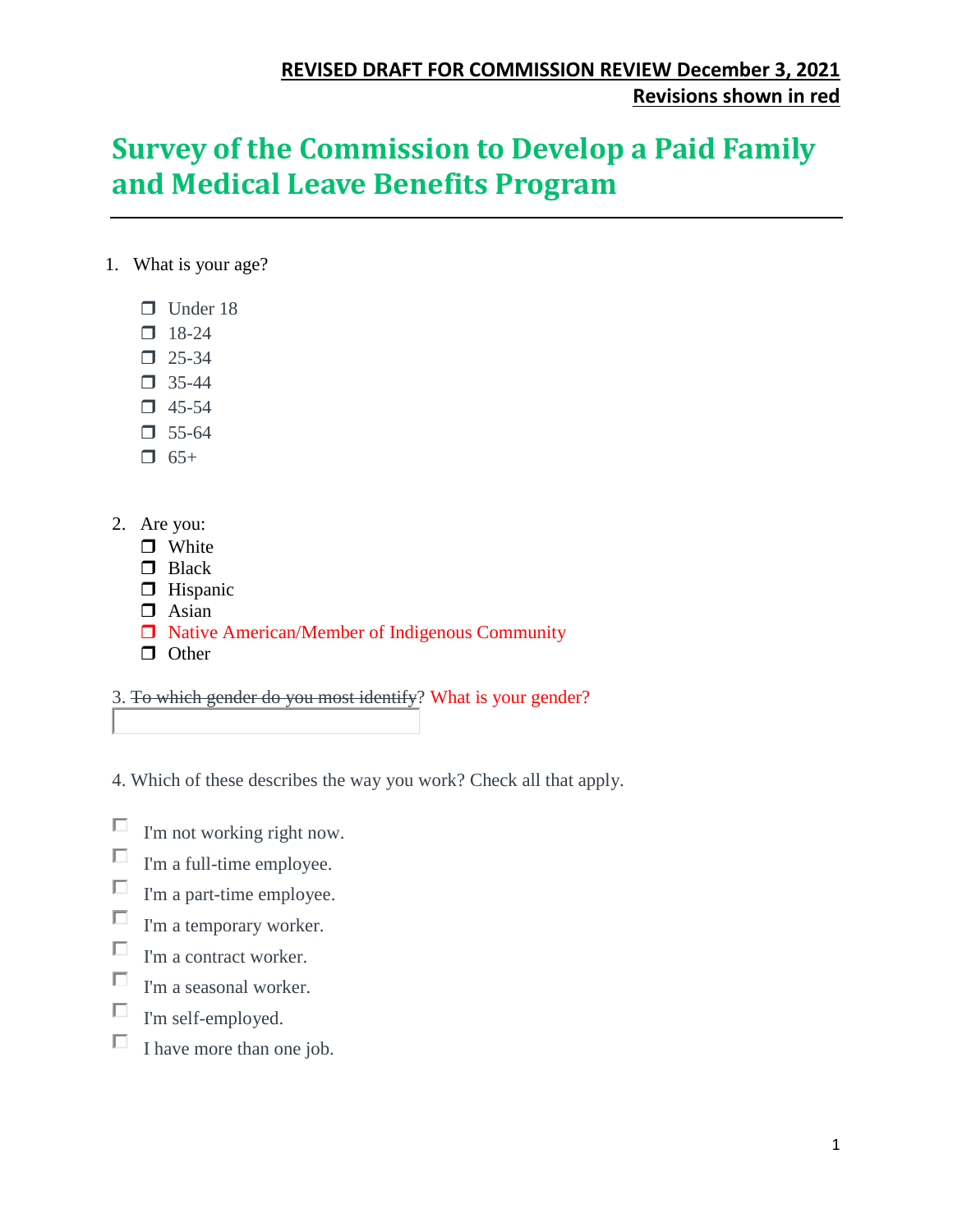**REVISED DRAFT FOR COMMISSION REVIEW December 3, 2021**
**Revisions shown in red**

# Survey of the Commission to Develop a Paid Family and Medical Leave Benefits Program

1. What is your age?

- ❐ Under 18
- ❐ 18-24
- ❐ 25-34
- ❐ 35-44
- ❐ 45-54
- ❐ 55-64
- ❐ 65+

2. Are you:

- ❐ White
- ❐ Black
- ❐ Hispanic
- ❐ Asian
- ❐ Native American/Member of Indigenous Community
- ❐ Other

3. ~~To which gender do you most identify~~? What is your gender?

\_\_\_\_\_\_\_\_\_\_\_\_\_\_\_\_\_\_\_\_

4. Which of these describes the way you work? Check all that apply.

- ☐ I'm not working right now.
- ☐ I'm a full-time employee.
- ☐ I'm a part-time employee.
- ☐ I'm a temporary worker.
- ☐ I'm a contract worker.
- ☐ I'm a seasonal worker.
- ☐ I'm self-employed.
- ☐ I have more than one job.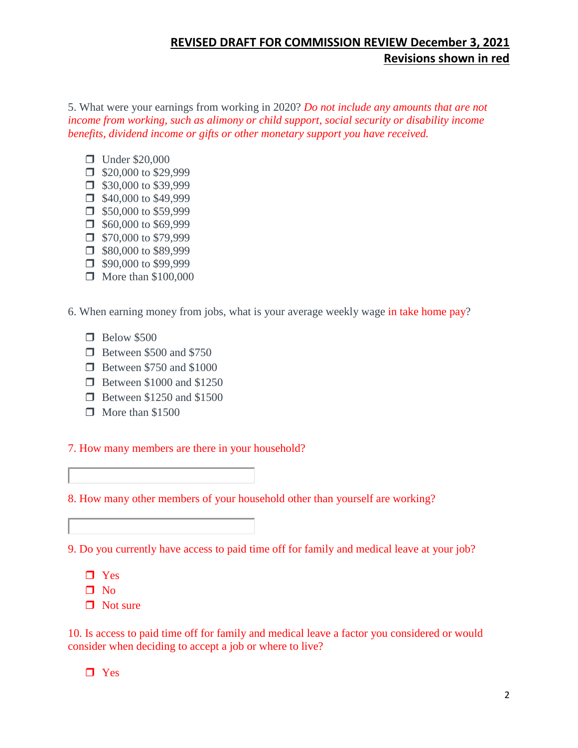**REVISED DRAFT FOR COMMISSION REVIEW December 3, 2021**
**Revisions shown in red**

5. What were your earnings from working in 2020? *Do not include any amounts that are not income from working, such as alimony or child support, social security or disability income benefits, dividend income or gifts or other monetary support you have received.*

- ❒ Under $20,000
- ❒ $20,000 to $29,999
- ❒ $30,000 to $39,999
- ❒ $40,000 to $49,999
- ❒ $50,000 to $59,999
- ❒ $60,000 to $69,999
- ❒ $70,000 to $79,999
- ❒ $80,000 to $89,999
- ❒ $90,000 to $99,999
- ❒ More than $100,000

6. When earning money from jobs, what is your average weekly wage in take home pay?

- ❒ Below $500
- ❒ Between $500 and $750
- ❒ Between $750 and $1000
- ❒ Between $1000 and $1250
- ❒ Between $1250 and $1500
- ❒ More than $1500

7. How many members are there in your household?

\_\_\_\_\_\_\_\_\_\_\_\_\_\_\_\_\_\_\_\_

8. How many other members of your household other than yourself are working?

\_\_\_\_\_\_\_\_\_\_\_\_\_\_\_\_\_\_\_\_

9. Do you currently have access to paid time off for family and medical leave at your job?

- ❒ Yes
- ❒ No
- ❒ Not sure

10. Is access to paid time off for family and medical leave a factor you considered or would consider when deciding to accept a job or where to live?

- ❒ Yes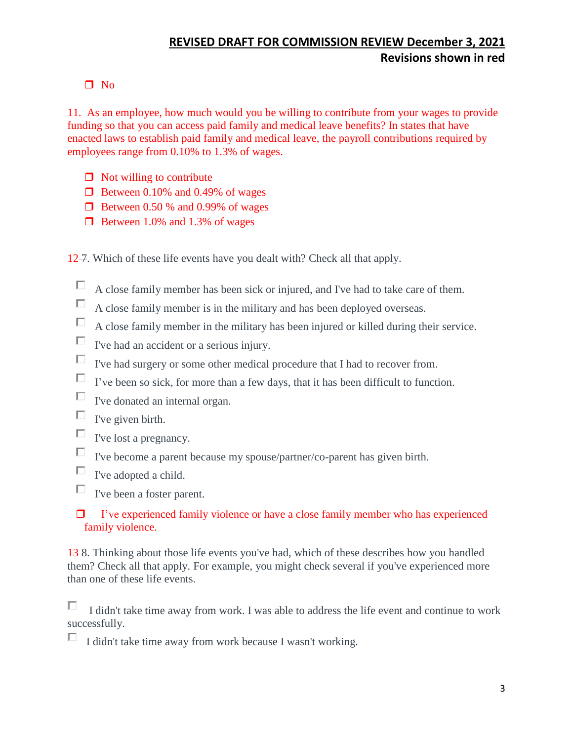**REVISED DRAFT FOR COMMISSION REVIEW December 3, 2021**
**Revisions shown in red**

- ☐ No

11. As an employee, how much would you be willing to contribute from your wages to provide funding so that you can access paid family and medical leave benefits? In states that have enacted laws to establish paid family and medical leave, the payroll contributions required by employees range from 0.10% to 1.3% of wages.

- ☐ Not willing to contribute
- ☐ Between 0.10% and 0.49% of wages
- ☐ Between 0.50 % and 0.99% of wages
- ☐ Between 1.0% and 1.3% of wages

12 ~~7~~. Which of these life events have you dealt with? Check all that apply.

- ☐ A close family member has been sick or injured, and I've had to take care of them.
- ☐ A close family member is in the military and has been deployed overseas.
- ☐ A close family member in the military has been injured or killed during their service.
- ☐ I've had an accident or a serious injury.
- ☐ I've had surgery or some other medical procedure that I had to recover from.
- ☐ I've been so sick, for more than a few days, that it has been difficult to function.
- ☐ I've donated an internal organ.
- ☐ I've given birth.
- ☐ I've lost a pregnancy.
- ☐ I've become a parent because my spouse/partner/co-parent has given birth.
- ☐ I've adopted a child.
- ☐ I've been a foster parent.
- ☐ I've experienced family violence or have a close family member who has experienced family violence.

13 ~~8~~. Thinking about those life events you've had, which of these describes how you handled them? Check all that apply. For example, you might check several if you've experienced more than one of these life events.

- ☐ I didn't take time away from work. I was able to address the life event and continue to work successfully.
- ☐ I didn't take time away from work because I wasn't working.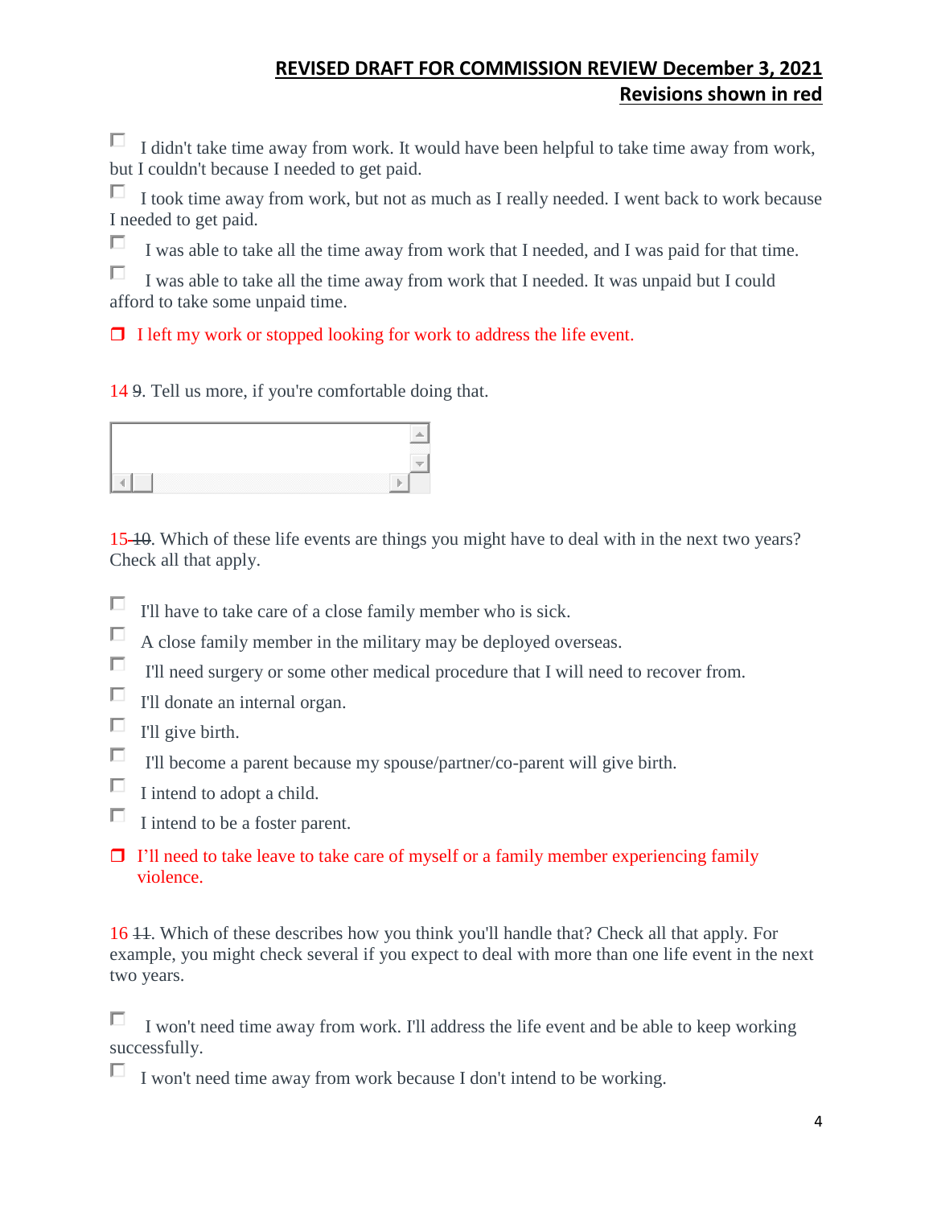**REVISED DRAFT FOR COMMISSION REVIEW December 3, 2021**
**Revisions shown in red**

- ☐ I didn't take time away from work. It would have been helpful to take time away from work, but I couldn't because I needed to get paid.
- ☐ I took time away from work, but not as much as I really needed. I went back to work because I needed to get paid.
- ☐ I was able to take all the time away from work that I needed, and I was paid for that time.
- ☐ I was able to take all the time away from work that I needed. It was unpaid but I could afford to take some unpaid time.
- ☐ I left my work or stopped looking for work to address the life event.

14 ~~9~~. Tell us more, if you're comfortable doing that.

15 ~~10~~. Which of these life events are things you might have to deal with in the next two years? Check all that apply.

- ☐ I'll have to take care of a close family member who is sick.
- ☐ A close family member in the military may be deployed overseas.
- ☐ I'll need surgery or some other medical procedure that I will need to recover from.
- ☐ I'll donate an internal organ.
- ☐ I'll give birth.
- ☐ I'll become a parent because my spouse/partner/co-parent will give birth.
- ☐ I intend to adopt a child.
- ☐ I intend to be a foster parent.
- ☐ I'll need to take leave to take care of myself or a family member experiencing family violence.

16 ~~11~~. Which of these describes how you think you'll handle that? Check all that apply. For example, you might check several if you expect to deal with more than one life event in the next two years.

- ☐ I won't need time away from work. I'll address the life event and be able to keep working successfully.
- ☐ I won't need time away from work because I don't intend to be working.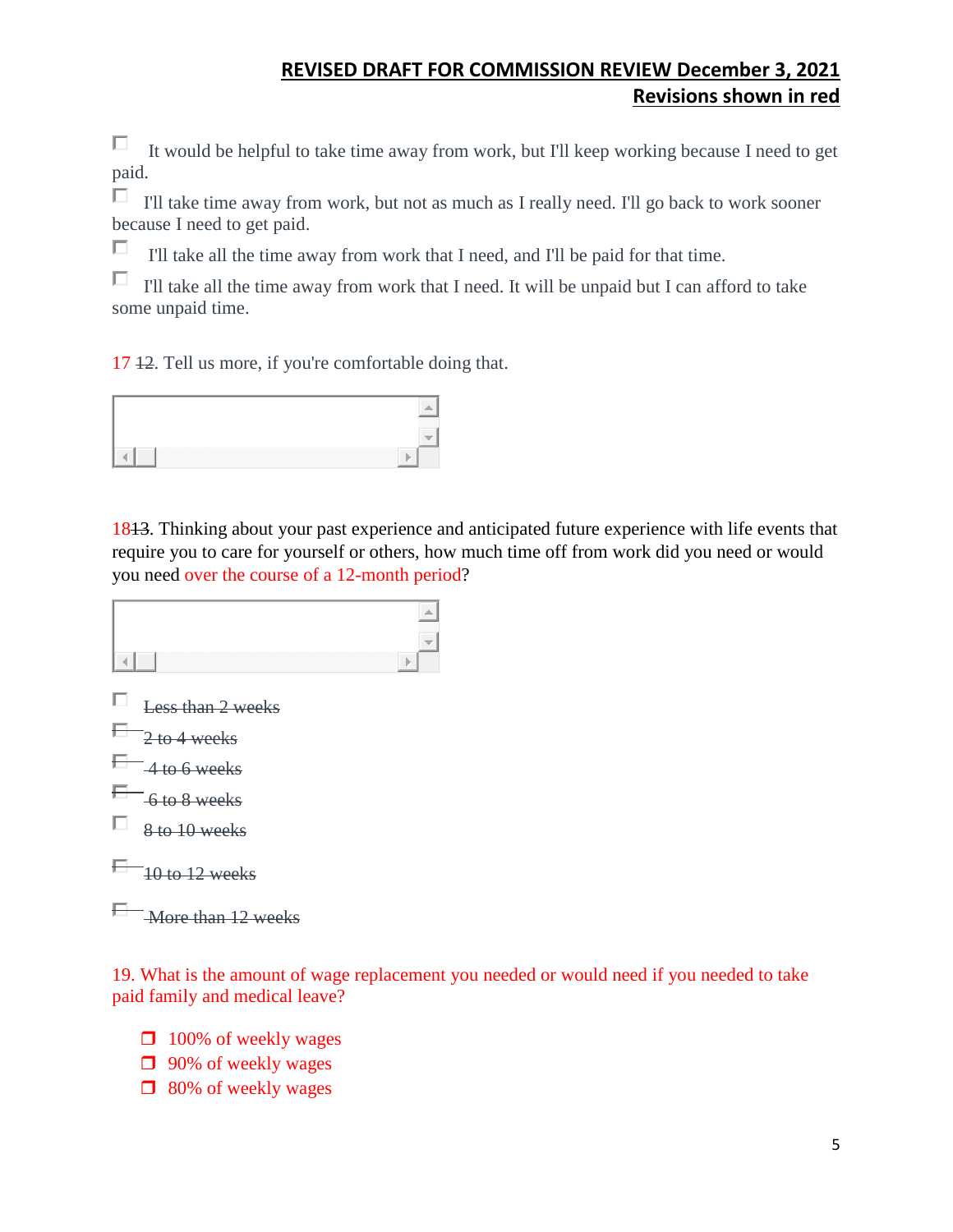**REVISED DRAFT FOR COMMISSION REVIEW December 3, 2021**
**Revisions shown in red**

- ☐ It would be helpful to take time away from work, but I'll keep working because I need to get paid.
- ☐ I'll take time away from work, but not as much as I really need. I'll go back to work sooner because I need to get paid.
- ☐ I'll take all the time away from work that I need, and I'll be paid for that time.
- ☐ I'll take all the time away from work that I need. It will be unpaid but I can afford to take some unpaid time.

17 ~~12~~. Tell us more, if you're comfortable doing that.

[ ]

18~~13~~. Thinking about your past experience and anticipated future experience with life events that require you to care for yourself or others, how much time off from work did you need or would you need over the course of a 12-month period?

[ ]

- ☐ ~~Less than 2 weeks~~
- ☐ ~~2 to 4 weeks~~
- ☐ ~~4 to 6 weeks~~
- ☐ ~~6 to 8 weeks~~
- ☐ ~~8 to 10 weeks~~
- ☐ ~~10 to 12 weeks~~
- ☐ ~~More than 12 weeks~~

19. What is the amount of wage replacement you needed or would need if you needed to take paid family and medical leave?

- ❒ 100% of weekly wages
- ❒ 90% of weekly wages
- ❒ 80% of weekly wages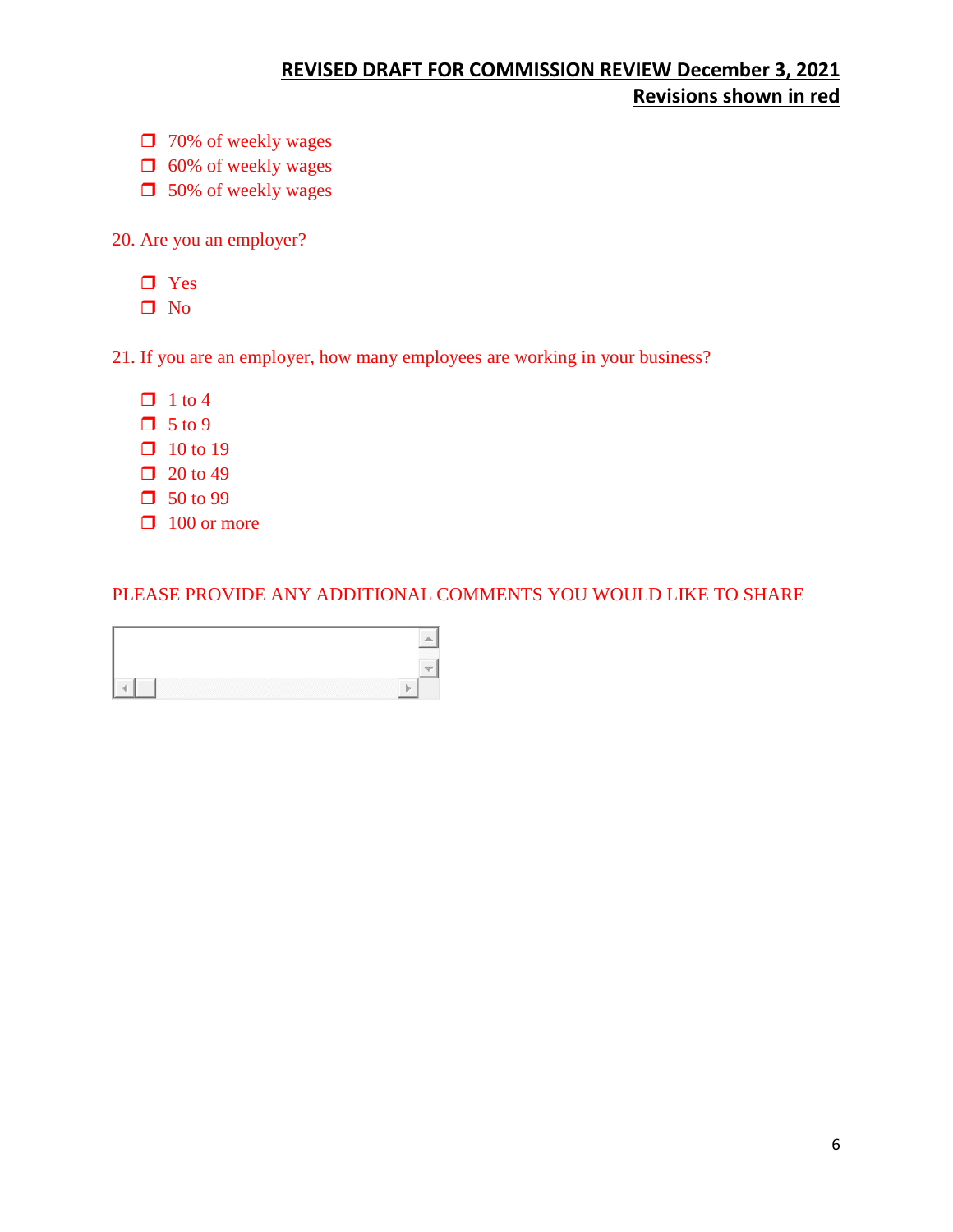**REVISED DRAFT FOR COMMISSION REVIEW December 3, 2021**
**Revisions shown in red**

- ❒ 70% of weekly wages
- ❒ 60% of weekly wages
- ❒ 50% of weekly wages

20. Are you an employer?

- ❒ Yes
- ❒ No

21. If you are an employer, how many employees are working in your business?

- ❒ 1 to 4
- ❒ 5 to 9
- ❒ 10 to 19
- ❒ 20 to 49
- ❒ 50 to 99
- ❒ 100 or more

PLEASE PROVIDE ANY ADDITIONAL COMMENTS YOU WOULD LIKE TO SHARE